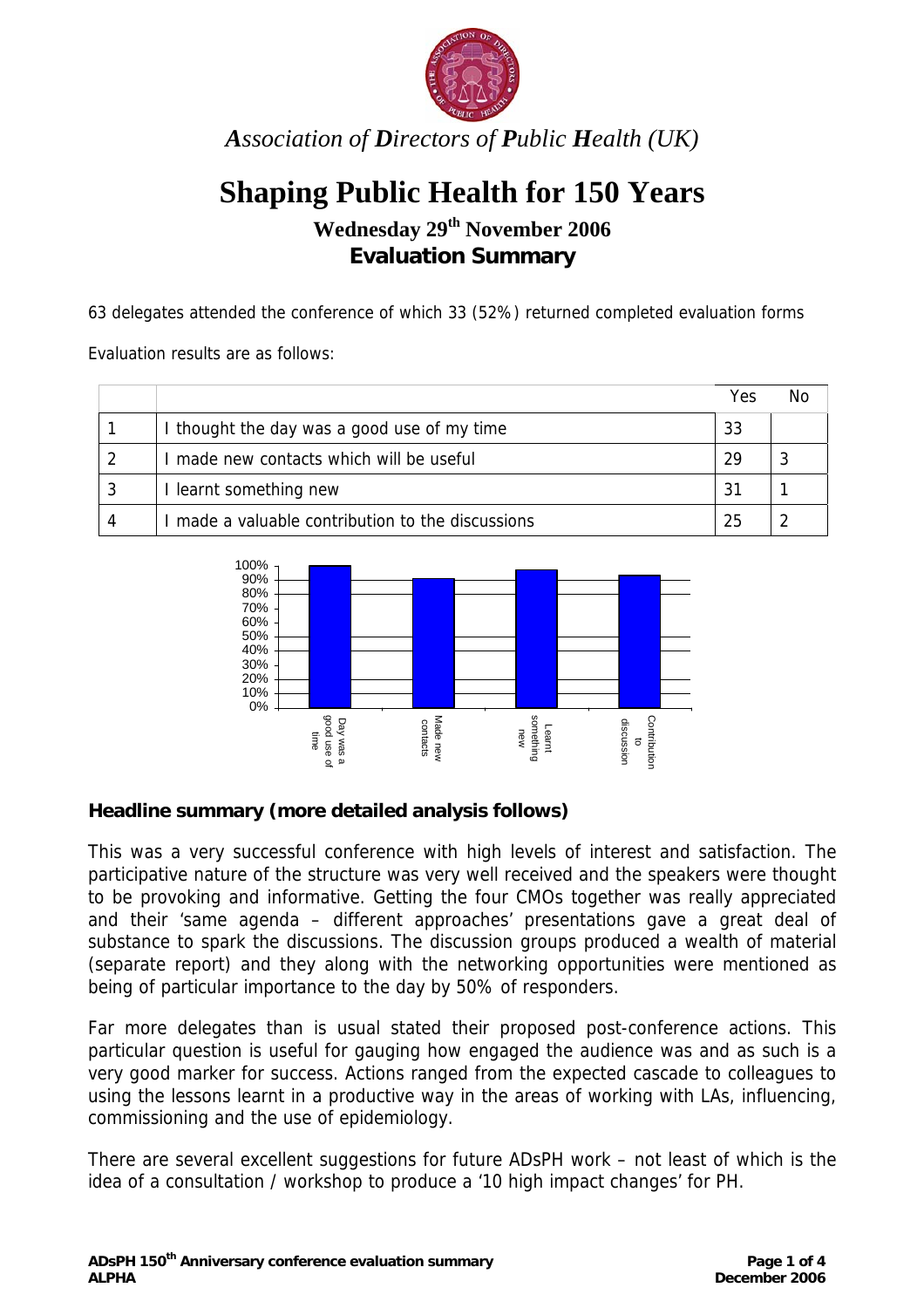*Association of Directors of Public Health (UK)*

# Shaping Public Health for 150 Years

## Wednesday 29th November 2006

## Evaluation Summary

63 delegates attended the conference of which 33 (52%) returned completed evaluation forms

Evaluation results are as follows:

| | | Yes | No |
|---|---|---|---|
| 1 | I thought the day was a good use of my time | 33 | |
| 2 | I made new contacts which will be useful | 29 | 3 |
| 3 | I learnt something new | 31 | 1 |
| 4 | I made a valuable contribution to the discussions | 25 | 2 |

100%
90%
80%
70%
60%
50%
40%
30%
20%
10%
0%

Day was a good use of time
Made new contacts
Learnt something new
Contribution to discussion

### Headline summary (more detailed analysis follows)

This was a very successful conference with high levels of interest and satisfaction. The participative nature of the structure was very well received and the speakers were thought to be provoking and informative. Getting the four CMOs together was really appreciated and their 'same agenda – different approaches' presentations gave a great deal of substance to spark the discussions. The discussion groups produced a wealth of material (separate report) and they along with the networking opportunities were mentioned as being of particular importance to the day by 50% of responders.

Far more delegates than is usual stated their proposed post-conference actions. This particular question is useful for gauging how engaged the audience was and as such is a very good marker for success. Actions ranged from the expected cascade to colleagues to using the lessons learnt in a productive way in the areas of working with LAs, influencing, commissioning and the use of epidemiology.

There are several excellent suggestions for future ADsPH work – not least of which is the idea of a consultation / workshop to produce a '10 high impact changes' for PH.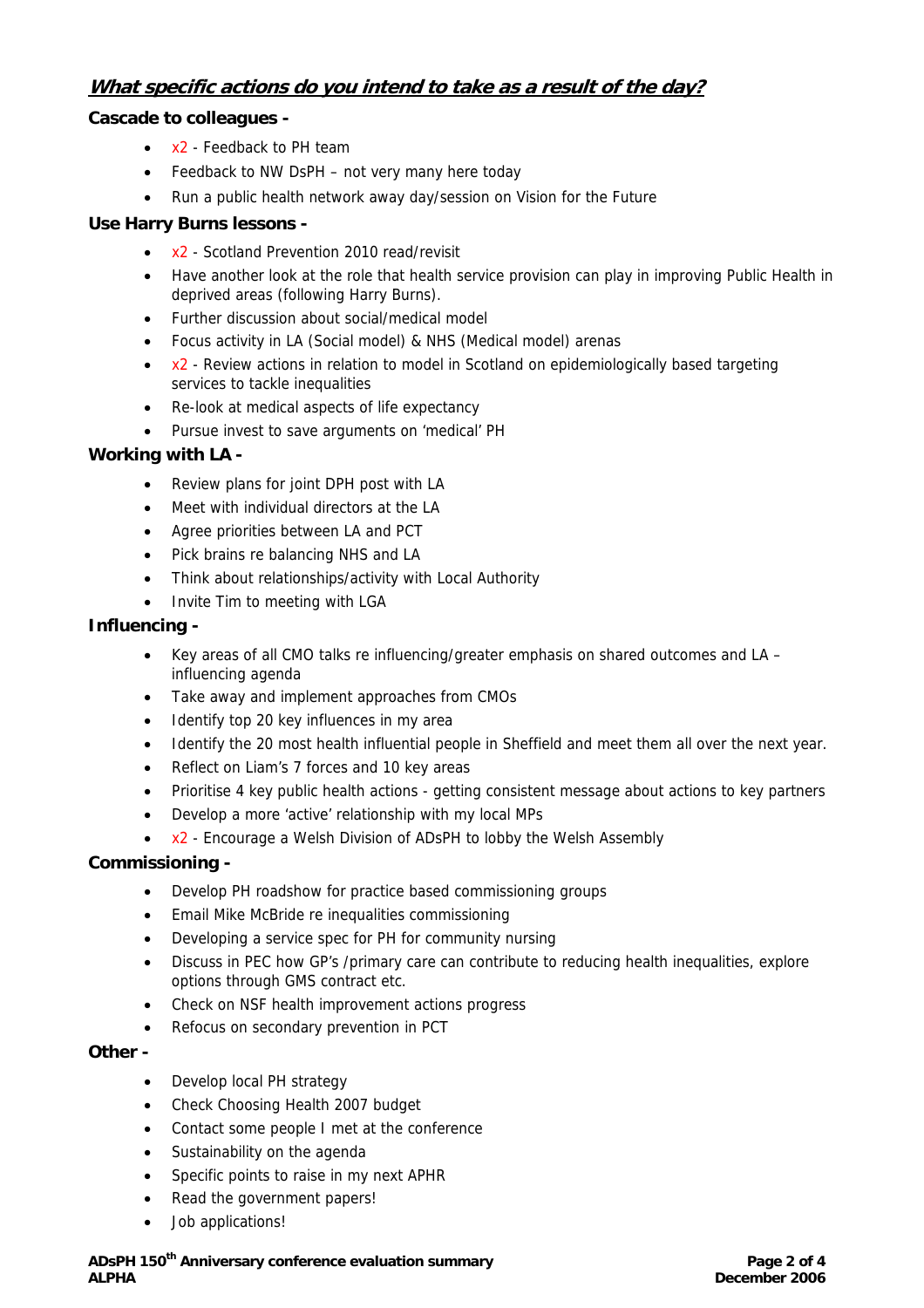## ***What specific actions do you intend to take as a result of the day?***

**Cascade to colleagues -**

- x2 - Feedback to PH team
- Feedback to NW DsPH – not very many here today
- Run a public health network away day/session on Vision for the Future

**Use Harry Burns lessons -**

- x2 - Scotland Prevention 2010 read/revisit
- Have another look at the role that health service provision can play in improving Public Health in deprived areas (following Harry Burns).
- Further discussion about social/medical model
- Focus activity in LA (Social model) & NHS (Medical model) arenas
- x2 - Review actions in relation to model in Scotland on epidemiologically based targeting services to tackle inequalities
- Re-look at medical aspects of life expectancy
- Pursue invest to save arguments on 'medical' PH

**Working with LA -**

- Review plans for joint DPH post with LA
- Meet with individual directors at the LA
- Agree priorities between LA and PCT
- Pick brains re balancing NHS and LA
- Think about relationships/activity with Local Authority
- Invite Tim to meeting with LGA

**Influencing -**

- Key areas of all CMO talks re influencing/greater emphasis on shared outcomes and LA – influencing agenda
- Take away and implement approaches from CMOs
- Identify top 20 key influences in my area
- Identify the 20 most health influential people in Sheffield and meet them all over the next year.
- Reflect on Liam's 7 forces and 10 key areas
- Prioritise 4 key public health actions - getting consistent message about actions to key partners
- Develop a more 'active' relationship with my local MPs
- x2 - Encourage a Welsh Division of ADsPH to lobby the Welsh Assembly

**Commissioning -**

- Develop PH roadshow for practice based commissioning groups
- Email Mike McBride re inequalities commissioning
- Developing a service spec for PH for community nursing
- Discuss in PEC how GP's /primary care can contribute to reducing health inequalities, explore options through GMS contract etc.
- Check on NSF health improvement actions progress
- Refocus on secondary prevention in PCT

**Other -**

- Develop local PH strategy
- Check Choosing Health 2007 budget
- Contact some people I met at the conference
- Sustainability on the agenda
- Specific points to raise in my next APHR
- Read the government papers!
- Job applications!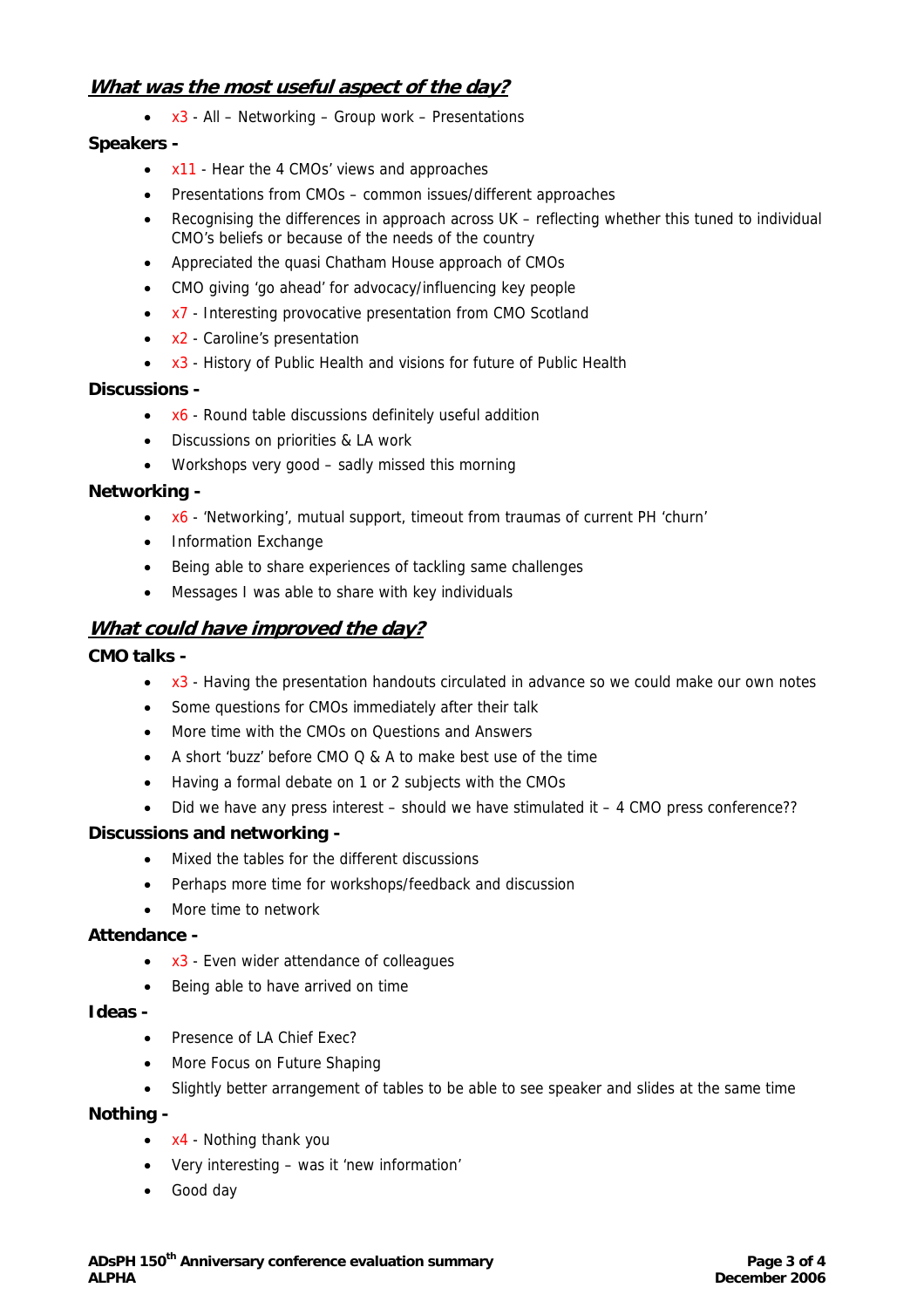## ***What was the most useful aspect of the day?***

- x3 - All – Networking – Group work – Presentations

**Speakers -**

- x11 - Hear the 4 CMOs' views and approaches
- Presentations from CMOs – common issues/different approaches
- Recognising the differences in approach across UK – reflecting whether this tuned to individual CMO's beliefs or because of the needs of the country
- Appreciated the quasi Chatham House approach of CMOs
- CMO giving 'go ahead' for advocacy/influencing key people
- x7 - Interesting provocative presentation from CMO Scotland
- x2 - Caroline's presentation
- x3 - History of Public Health and visions for future of Public Health

**Discussions -**

- x6 - Round table discussions definitely useful addition
- Discussions on priorities & LA work
- Workshops very good – sadly missed this morning

**Networking -**

- x6 - 'Networking', mutual support, timeout from traumas of current PH 'churn'
- Information Exchange
- Being able to share experiences of tackling same challenges
- Messages I was able to share with key individuals

## ***What could have improved the day?***

**CMO talks -**

- x3 - Having the presentation handouts circulated in advance so we could make our own notes
- Some questions for CMOs immediately after their talk
- More time with the CMOs on Questions and Answers
- A short 'buzz' before CMO Q & A to make best use of the time
- Having a formal debate on 1 or 2 subjects with the CMOs
- Did we have any press interest – should we have stimulated it – 4 CMO press conference??

**Discussions and networking -**

- Mixed the tables for the different discussions
- Perhaps more time for workshops/feedback and discussion
- More time to network

**Attendance -**

- x3 - Even wider attendance of colleagues
- Being able to have arrived on time

**Ideas -**

- Presence of LA Chief Exec?
- More Focus on Future Shaping
- Slightly better arrangement of tables to be able to see speaker and slides at the same time

**Nothing -**

- x4 - Nothing thank you
- Very interesting – was it 'new information'
- Good day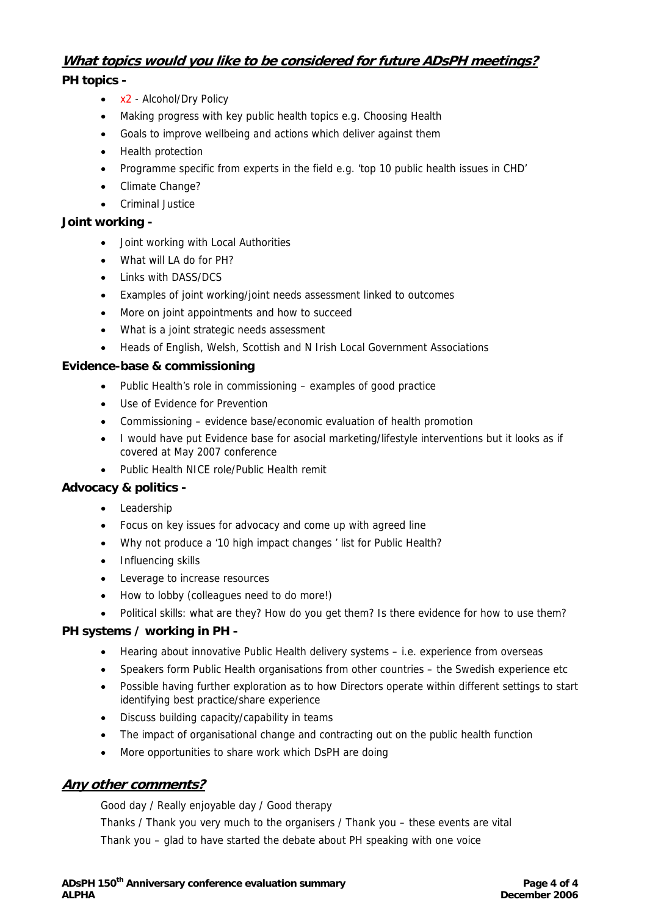## ***What topics would you like to be considered for future ADsPH meetings?***

**PH topics -**

- x2 - Alcohol/Dry Policy
- Making progress with key public health topics e.g. Choosing Health
- Goals to improve wellbeing and actions which deliver against them
- Health protection
- Programme specific from experts in the field e.g. 'top 10 public health issues in CHD'
- Climate Change?
- Criminal Justice

**Joint working -**

- Joint working with Local Authorities
- What will LA do for PH?
- Links with DASS/DCS
- Examples of joint working/joint needs assessment linked to outcomes
- More on joint appointments and how to succeed
- What is a joint strategic needs assessment
- Heads of English, Welsh, Scottish and N Irish Local Government Associations

**Evidence-base & commissioning**

- Public Health's role in commissioning – examples of good practice
- Use of Evidence for Prevention
- Commissioning – evidence base/economic evaluation of health promotion
- I would have put Evidence base for asocial marketing/lifestyle interventions but it looks as if covered at May 2007 conference
- Public Health NICE role/Public Health remit

**Advocacy & politics -**

- Leadership
- Focus on key issues for advocacy and come up with agreed line
- Why not produce a '10 high impact changes ' list for Public Health?
- Influencing skills
- Leverage to increase resources
- How to lobby (colleagues need to do more!)
- Political skills: what are they? How do you get them? Is there evidence for how to use them?

**PH systems / working in PH -**

- Hearing about innovative Public Health delivery systems – i.e. experience from overseas
- Speakers form Public Health organisations from other countries – the Swedish experience etc
- Possible having further exploration as to how Directors operate within different settings to start identifying best practice/share experience
- Discuss building capacity/capability in teams
- The impact of organisational change and contracting out on the public health function
- More opportunities to share work which DsPH are doing

## ***Any other comments?***

Good day / Really enjoyable day / Good therapy

Thanks / Thank you very much to the organisers / Thank you – these events are vital

Thank you – glad to have started the debate about PH speaking with one voice